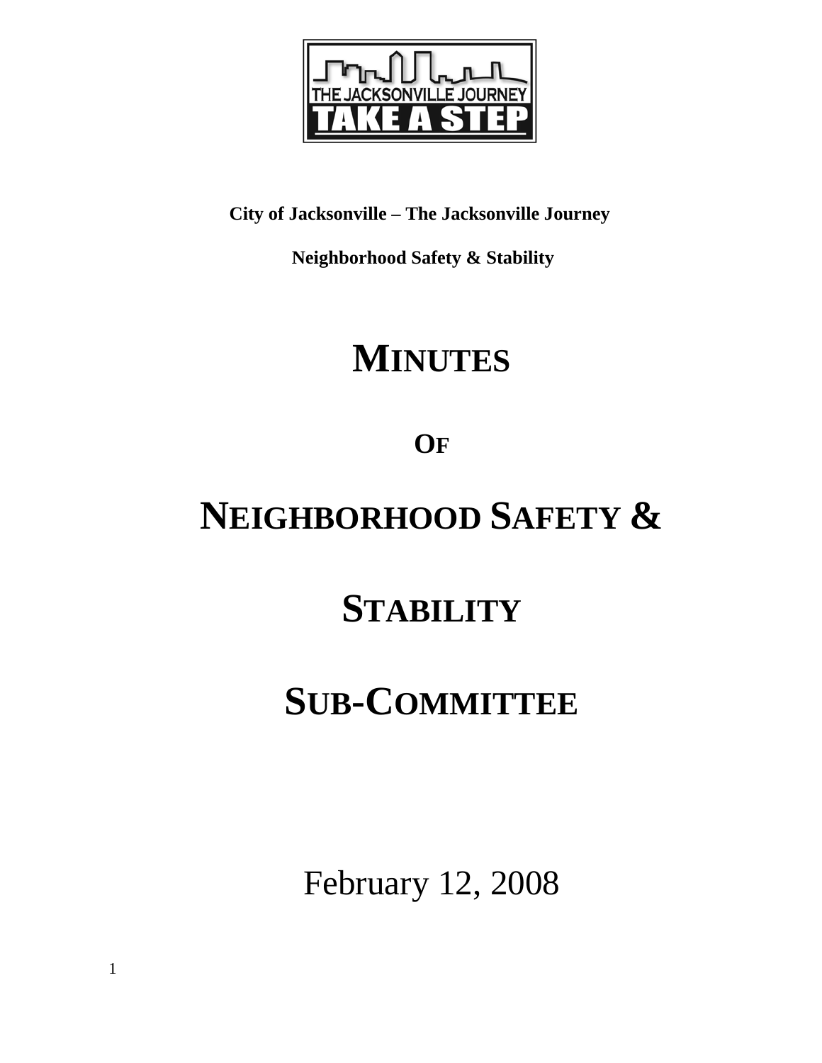**City of Jacksonville – The Jacksonville Journey**

**Neighborhood Safety & Stability**

# MINUTES

## OF

# NEIGHBORHOOD SAFETY & STABILITY SUB-COMMITTEE

February 12, 2008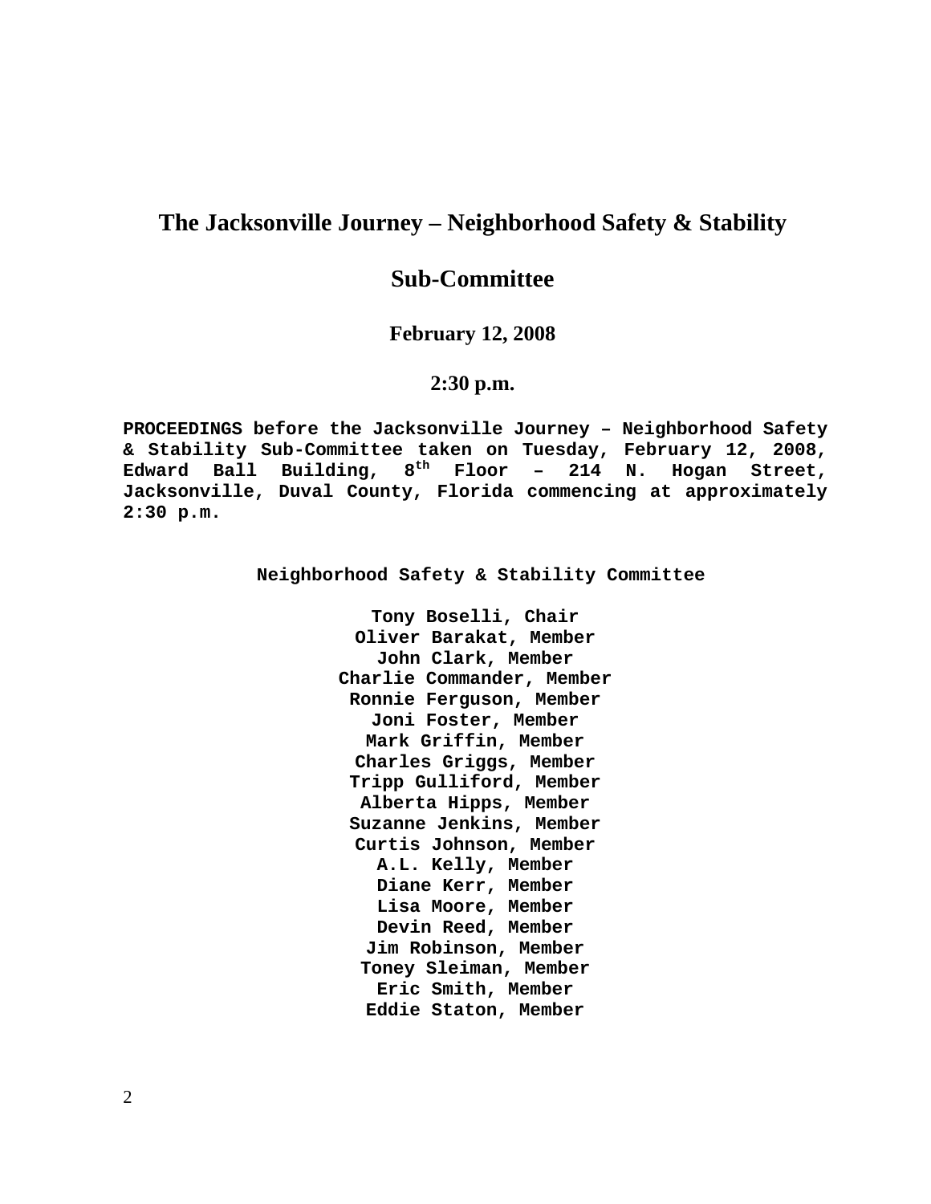# The Jacksonville Journey – Neighborhood Safety & Stability Sub-Committee

**February 12, 2008**

**2:30 p.m.**

**PROCEEDINGS before the Jacksonville Journey – Neighborhood Safety & Stability Sub-Committee taken on Tuesday, February 12, 2008, Edward Ball Building, 8th Floor – 214 N. Hogan Street, Jacksonville, Duval County, Florida commencing at approximately 2:30 p.m.**

**Neighborhood Safety & Stability Committee**

**Tony Boselli, Chair**
**Oliver Barakat, Member**
**John Clark, Member**
**Charlie Commander, Member**
**Ronnie Ferguson, Member**
**Joni Foster, Member**
**Mark Griffin, Member**
**Charles Griggs, Member**
**Tripp Gulliford, Member**
**Alberta Hipps, Member**
**Suzanne Jenkins, Member**
**Curtis Johnson, Member**
**A.L. Kelly, Member**
**Diane Kerr, Member**
**Lisa Moore, Member**
**Devin Reed, Member**
**Jim Robinson, Member**
**Toney Sleiman, Member**
**Eric Smith, Member**
**Eddie Staton, Member**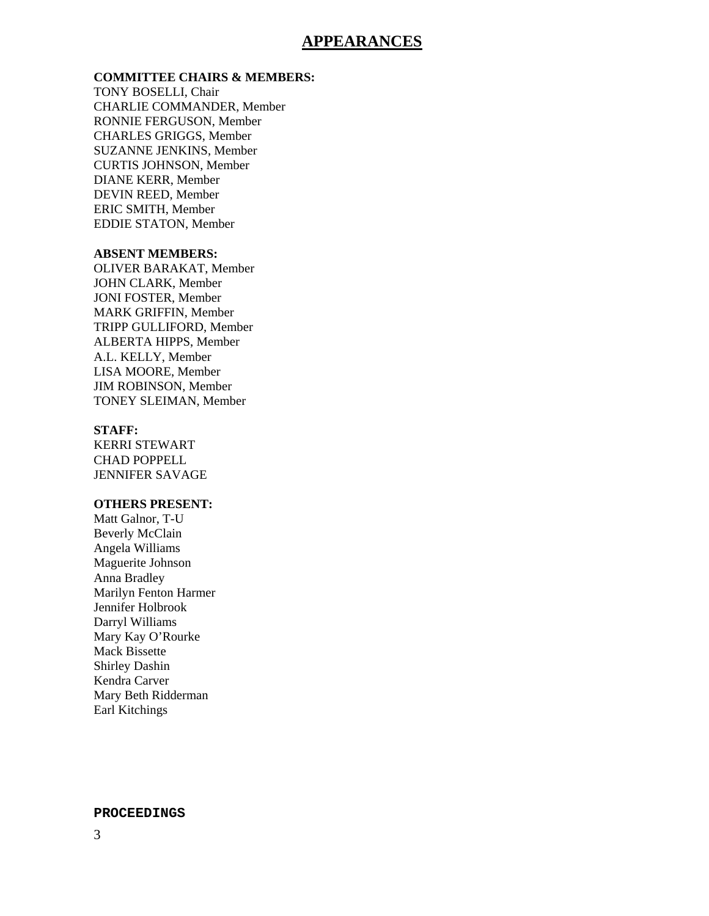# APPEARANCES

**COMMITTEE CHAIRS & MEMBERS:**
TONY BOSELLI, Chair
CHARLIE COMMANDER, Member
RONNIE FERGUSON, Member
CHARLES GRIGGS, Member
SUZANNE JENKINS, Member
CURTIS JOHNSON, Member
DIANE KERR, Member
DEVIN REED, Member
ERIC SMITH, Member
EDDIE STATON, Member

**ABSENT MEMBERS:**
OLIVER BARAKAT, Member
JOHN CLARK, Member
JONI FOSTER, Member
MARK GRIFFIN, Member
TRIPP GULLIFORD, Member
ALBERTA HIPPS, Member
A.L. KELLY, Member
LISA MOORE, Member
JIM ROBINSON, Member
TONEY SLEIMAN, Member

**STAFF:**
KERRI STEWART
CHAD POPPELL
JENNIFER SAVAGE

**OTHERS PRESENT:**
Matt Galnor, T-U
Beverly McClain
Angela Williams
Maguerite Johnson
Anna Bradley
Marilyn Fenton Harmer
Jennifer Holbrook
Darryl Williams
Mary Kay O'Rourke
Mack Bissette
Shirley Dashin
Kendra Carver
Mary Beth Ridderman
Earl Kitchings

**PROCEEDINGS**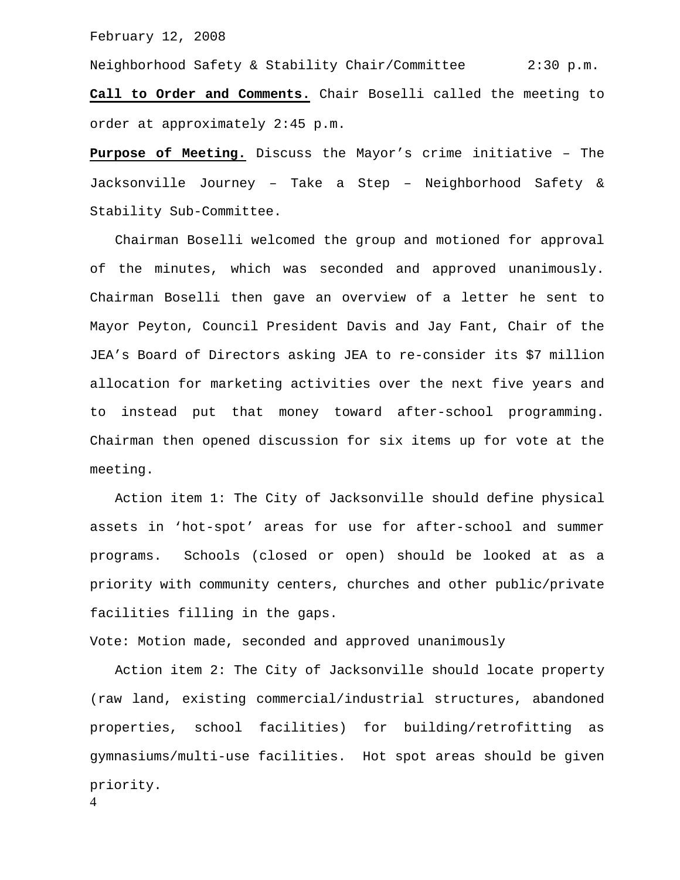February 12, 2008

Neighborhood Safety & Stability Chair/Committee 2:30 p.m.

**Call to Order and Comments.** Chair Boselli called the meeting to order at approximately 2:45 p.m.

**Purpose of Meeting.** Discuss the Mayor's crime initiative – The Jacksonville Journey – Take a Step – Neighborhood Safety & Stability Sub-Committee.

Chairman Boselli welcomed the group and motioned for approval of the minutes, which was seconded and approved unanimously. Chairman Boselli then gave an overview of a letter he sent to Mayor Peyton, Council President Davis and Jay Fant, Chair of the JEA's Board of Directors asking JEA to re-consider its $7 million allocation for marketing activities over the next five years and to instead put that money toward after-school programming. Chairman then opened discussion for six items up for vote at the meeting.

Action item 1: The City of Jacksonville should define physical assets in 'hot-spot' areas for use for after-school and summer programs. Schools (closed or open) should be looked at as a priority with community centers, churches and other public/private facilities filling in the gaps.

Vote: Motion made, seconded and approved unanimously

Action item 2: The City of Jacksonville should locate property (raw land, existing commercial/industrial structures, abandoned properties, school facilities) for building/retrofitting as gymnasiums/multi-use facilities. Hot spot areas should be given priority.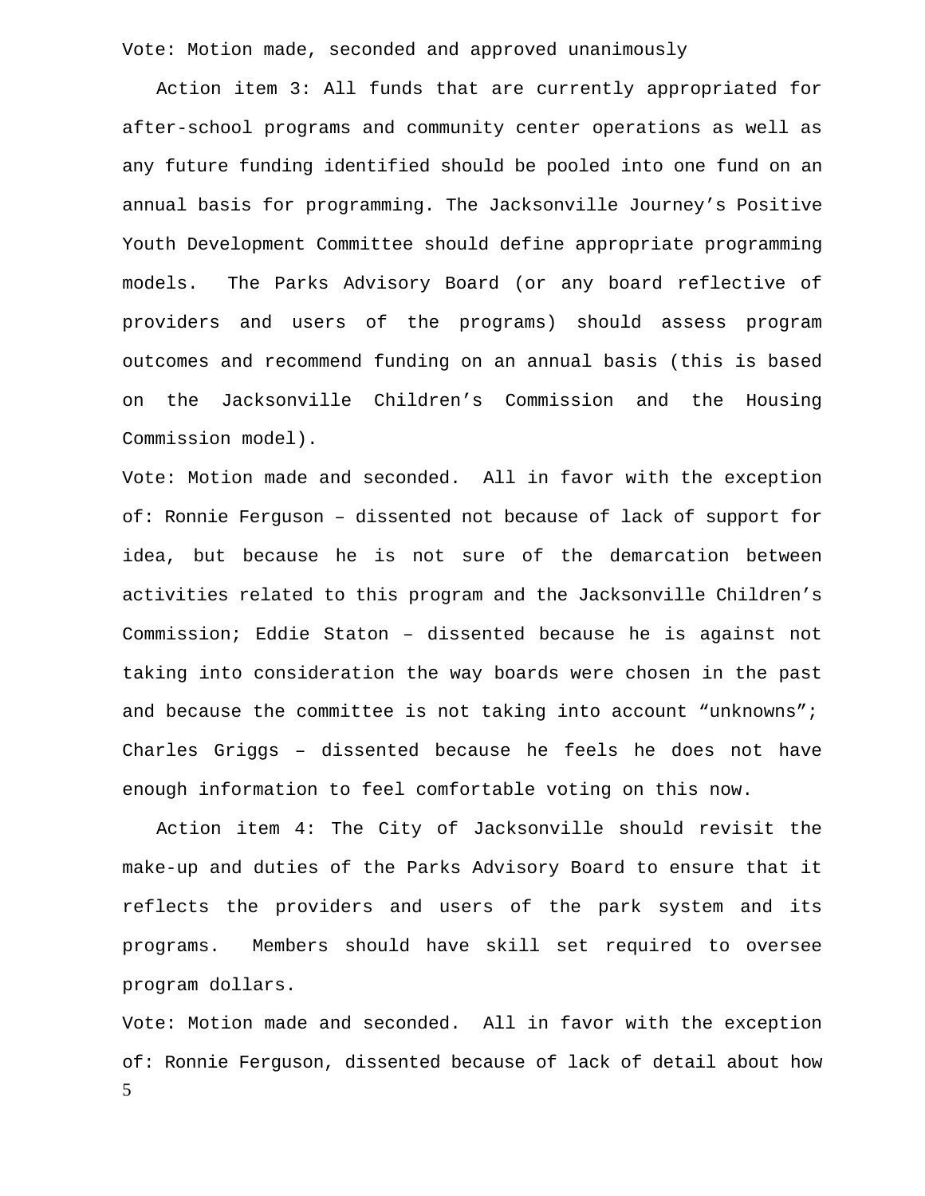Vote: Motion made, seconded and approved unanimously

Action item 3: All funds that are currently appropriated for after-school programs and community center operations as well as any future funding identified should be pooled into one fund on an annual basis for programming. The Jacksonville Journey's Positive Youth Development Committee should define appropriate programming models. The Parks Advisory Board (or any board reflective of providers and users of the programs) should assess program outcomes and recommend funding on an annual basis (this is based on the Jacksonville Children's Commission and the Housing Commission model).

Vote: Motion made and seconded. All in favor with the exception of: Ronnie Ferguson – dissented not because of lack of support for idea, but because he is not sure of the demarcation between activities related to this program and the Jacksonville Children's Commission; Eddie Staton – dissented because he is against not taking into consideration the way boards were chosen in the past and because the committee is not taking into account "unknowns"; Charles Griggs – dissented because he feels he does not have enough information to feel comfortable voting on this now.

Action item 4: The City of Jacksonville should revisit the make-up and duties of the Parks Advisory Board to ensure that it reflects the providers and users of the park system and its programs. Members should have skill set required to oversee program dollars.

Vote: Motion made and seconded. All in favor with the exception of: Ronnie Ferguson, dissented because of lack of detail about how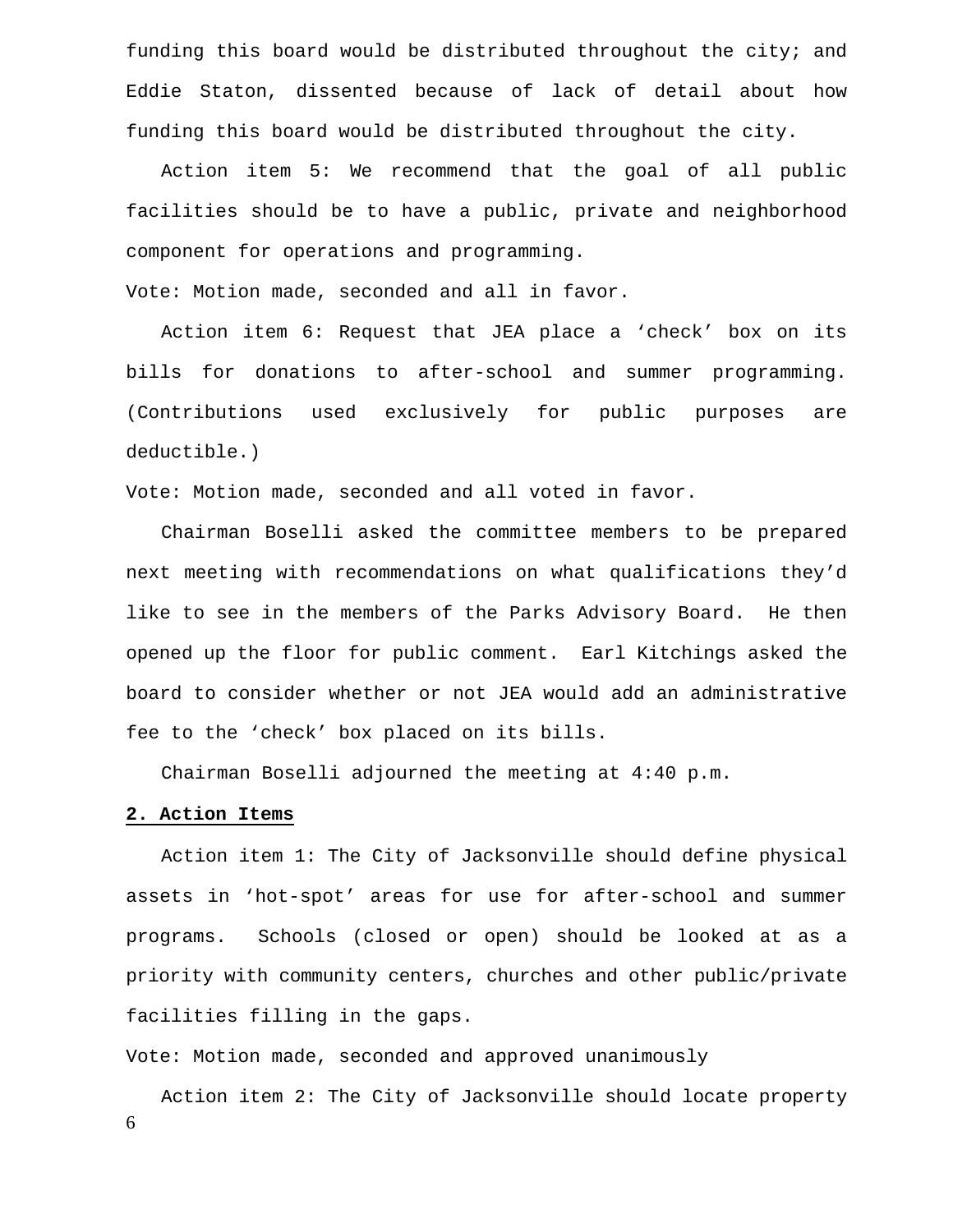funding this board would be distributed throughout the city; and Eddie Staton, dissented because of lack of detail about how funding this board would be distributed throughout the city.

Action item 5: We recommend that the goal of all public facilities should be to have a public, private and neighborhood component for operations and programming.

Vote: Motion made, seconded and all in favor.

Action item 6: Request that JEA place a 'check' box on its bills for donations to after-school and summer programming. (Contributions used exclusively for public purposes are deductible.)

Vote: Motion made, seconded and all voted in favor.

Chairman Boselli asked the committee members to be prepared next meeting with recommendations on what qualifications they'd like to see in the members of the Parks Advisory Board. He then opened up the floor for public comment. Earl Kitchings asked the board to consider whether or not JEA would add an administrative fee to the 'check' box placed on its bills.

Chairman Boselli adjourned the meeting at 4:40 p.m.

**2. Action Items**

Action item 1: The City of Jacksonville should define physical assets in 'hot-spot' areas for use for after-school and summer programs. Schools (closed or open) should be looked at as a priority with community centers, churches and other public/private facilities filling in the gaps.

Vote: Motion made, seconded and approved unanimously

Action item 2: The City of Jacksonville should locate property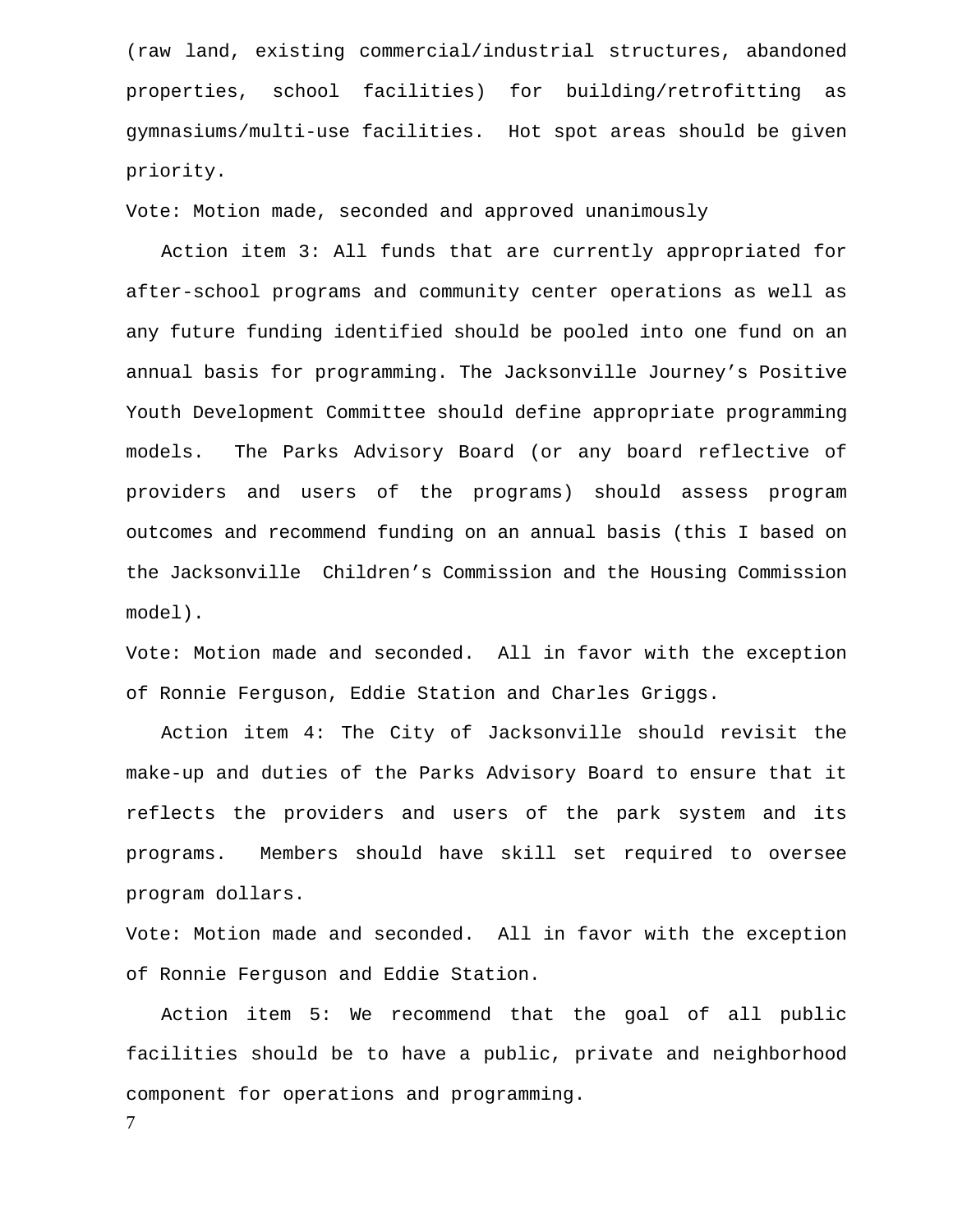(raw land, existing commercial/industrial structures, abandoned properties, school facilities) for building/retrofitting as gymnasiums/multi-use facilities. Hot spot areas should be given priority.

Vote: Motion made, seconded and approved unanimously

Action item 3: All funds that are currently appropriated for after-school programs and community center operations as well as any future funding identified should be pooled into one fund on an annual basis for programming. The Jacksonville Journey's Positive Youth Development Committee should define appropriate programming models. The Parks Advisory Board (or any board reflective of providers and users of the programs) should assess program outcomes and recommend funding on an annual basis (this I based on the Jacksonville Children's Commission and the Housing Commission model).

Vote: Motion made and seconded. All in favor with the exception of Ronnie Ferguson, Eddie Station and Charles Griggs.

Action item 4: The City of Jacksonville should revisit the make-up and duties of the Parks Advisory Board to ensure that it reflects the providers and users of the park system and its programs. Members should have skill set required to oversee program dollars.

Vote: Motion made and seconded. All in favor with the exception of Ronnie Ferguson and Eddie Station.

Action item 5: We recommend that the goal of all public facilities should be to have a public, private and neighborhood component for operations and programming.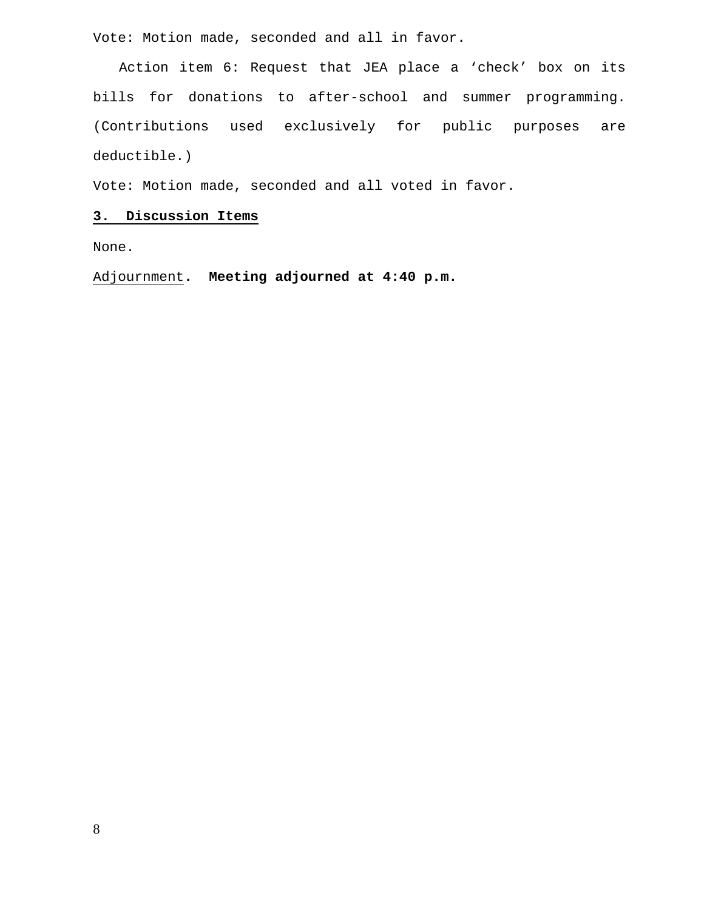Vote: Motion made, seconded and all in favor.

Action item 6: Request that JEA place a ‘check’ box on its bills for donations to after-school and summer programming. (Contributions used exclusively for public purposes are deductible.)

Vote: Motion made, seconded and all voted in favor.

**3. Discussion Items**

None.

Adjournment. **Meeting adjourned at 4:40 p.m.**